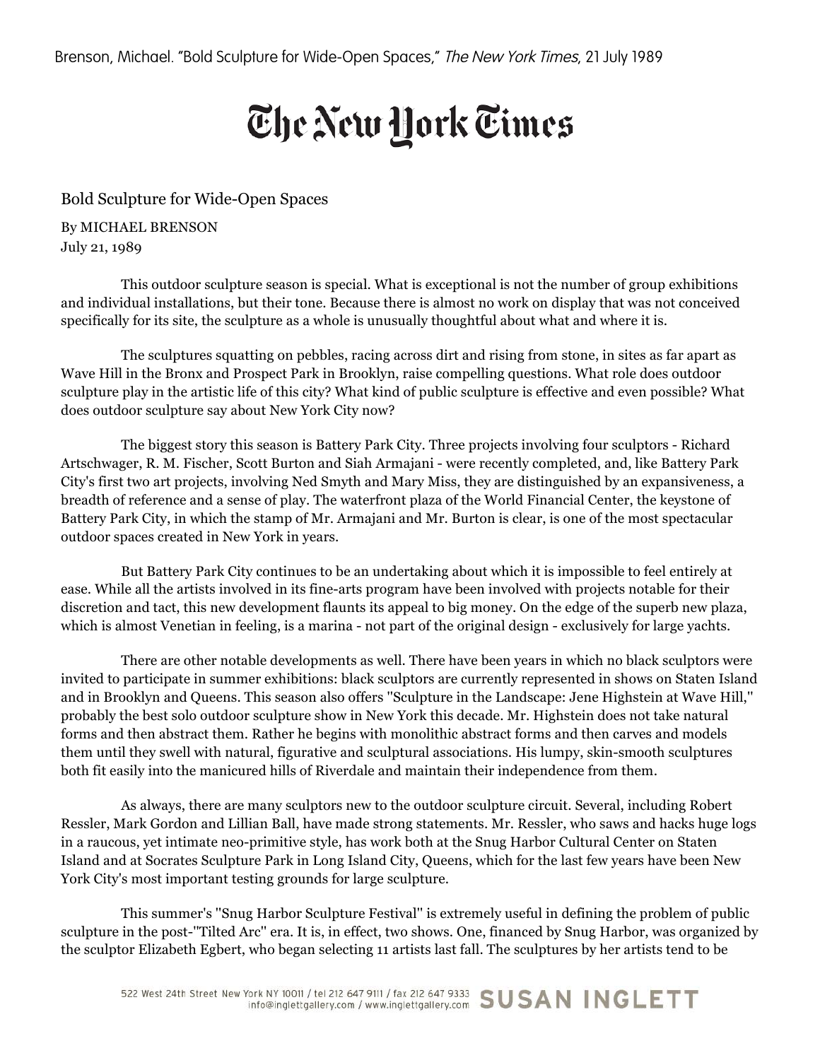Brenson, Michael. "Bold Sculpture for Wide-Open Spaces," *The New York Times*, 21 July 1989

# The New York Times

## Bold Sculpture for Wide-Open Spaces

By MICHAEL BRENSON
July 21, 1989

This outdoor sculpture season is special. What is exceptional is not the number of group exhibitions and individual installations, but their tone. Because there is almost no work on display that was not conceived specifically for its site, the sculpture as a whole is unusually thoughtful about what and where it is.

The sculptures squatting on pebbles, racing across dirt and rising from stone, in sites as far apart as Wave Hill in the Bronx and Prospect Park in Brooklyn, raise compelling questions. What role does outdoor sculpture play in the artistic life of this city? What kind of public sculpture is effective and even possible? What does outdoor sculpture say about New York City now?

The biggest story this season is Battery Park City. Three projects involving four sculptors - Richard Artschwager, R. M. Fischer, Scott Burton and Siah Armajani - were recently completed, and, like Battery Park City's first two art projects, involving Ned Smyth and Mary Miss, they are distinguished by an expansiveness, a breadth of reference and a sense of play. The waterfront plaza of the World Financial Center, the keystone of Battery Park City, in which the stamp of Mr. Armajani and Mr. Burton is clear, is one of the most spectacular outdoor spaces created in New York in years.

But Battery Park City continues to be an undertaking about which it is impossible to feel entirely at ease. While all the artists involved in its fine-arts program have been involved with projects notable for their discretion and tact, this new development flaunts its appeal to big money. On the edge of the superb new plaza, which is almost Venetian in feeling, is a marina - not part of the original design - exclusively for large yachts.

There are other notable developments as well. There have been years in which no black sculptors were invited to participate in summer exhibitions: black sculptors are currently represented in shows on Staten Island and in Brooklyn and Queens. This season also offers ''Sculpture in the Landscape: Jene Highstein at Wave Hill,'' probably the best solo outdoor sculpture show in New York this decade. Mr. Highstein does not take natural forms and then abstract them. Rather he begins with monolithic abstract forms and then carves and models them until they swell with natural, figurative and sculptural associations. His lumpy, skin-smooth sculptures both fit easily into the manicured hills of Riverdale and maintain their independence from them.

As always, there are many sculptors new to the outdoor sculpture circuit. Several, including Robert Ressler, Mark Gordon and Lillian Ball, have made strong statements. Mr. Ressler, who saws and hacks huge logs in a raucous, yet intimate neo-primitive style, has work both at the Snug Harbor Cultural Center on Staten Island and at Socrates Sculpture Park in Long Island City, Queens, which for the last few years have been New York City's most important testing grounds for large sculpture.

This summer's ''Snug Harbor Sculpture Festival'' is extremely useful in defining the problem of public sculpture in the post-''Tilted Arc'' era. It is, in effect, two shows. One, financed by Snug Harbor, was organized by the sculptor Elizabeth Egbert, who began selecting 11 artists last fall. The sculptures by her artists tend to be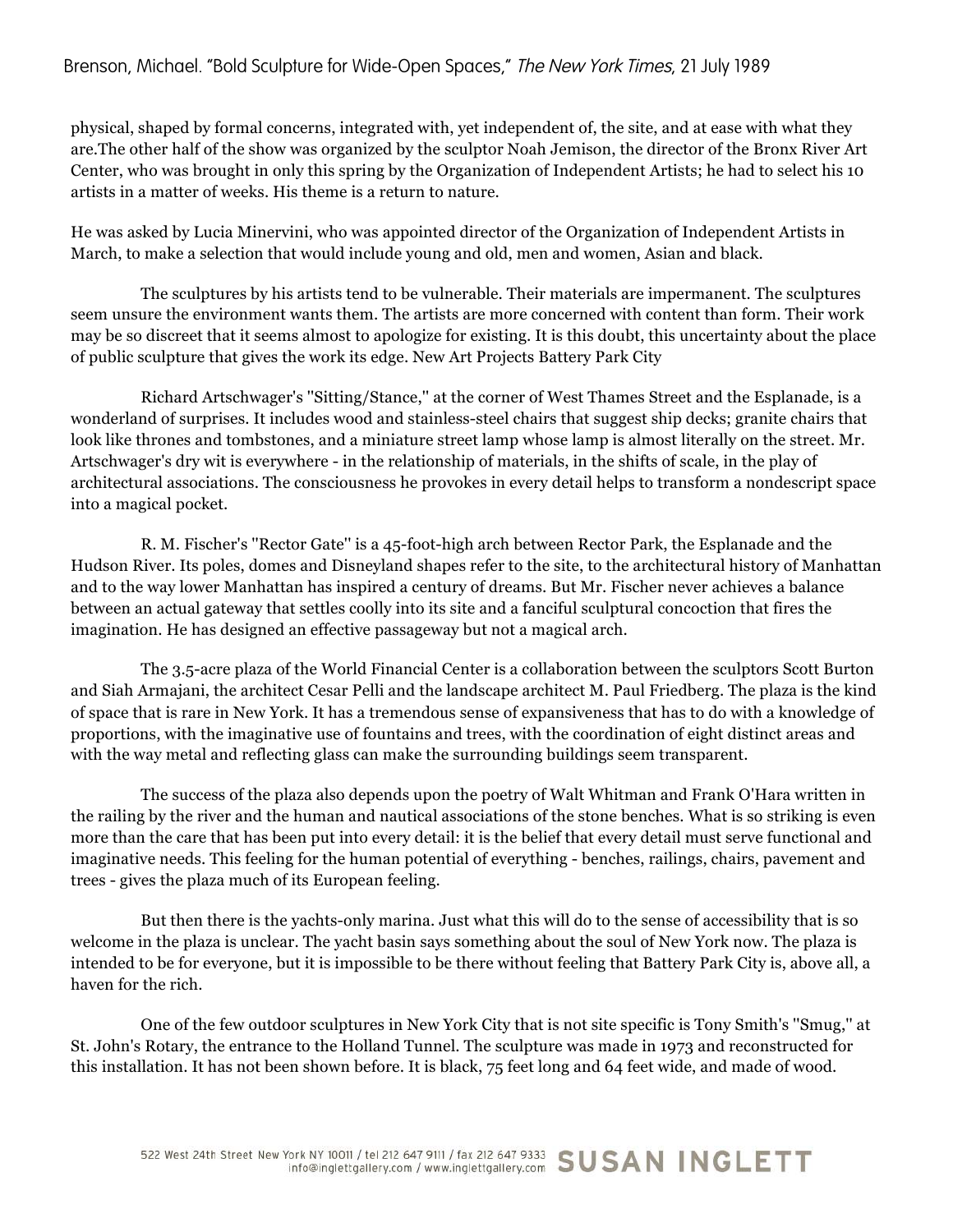physical, shaped by formal concerns, integrated with, yet independent of, the site, and at ease with what they are.The other half of the show was organized by the sculptor Noah Jemison, the director of the Bronx River Art Center, who was brought in only this spring by the Organization of Independent Artists; he had to select his 10 artists in a matter of weeks. His theme is a return to nature.

He was asked by Lucia Minervini, who was appointed director of the Organization of Independent Artists in March, to make a selection that would include young and old, men and women, Asian and black.

The sculptures by his artists tend to be vulnerable. Their materials are impermanent. The sculptures seem unsure the environment wants them. The artists are more concerned with content than form. Their work may be so discreet that it seems almost to apologize for existing. It is this doubt, this uncertainty about the place of public sculpture that gives the work its edge. New Art Projects Battery Park City

Richard Artschwager's ''Sitting/Stance,'' at the corner of West Thames Street and the Esplanade, is a wonderland of surprises. It includes wood and stainless-steel chairs that suggest ship decks; granite chairs that look like thrones and tombstones, and a miniature street lamp whose lamp is almost literally on the street. Mr. Artschwager's dry wit is everywhere - in the relationship of materials, in the shifts of scale, in the play of architectural associations. The consciousness he provokes in every detail helps to transform a nondescript space into a magical pocket.

R. M. Fischer's ''Rector Gate'' is a 45-foot-high arch between Rector Park, the Esplanade and the Hudson River. Its poles, domes and Disneyland shapes refer to the site, to the architectural history of Manhattan and to the way lower Manhattan has inspired a century of dreams. But Mr. Fischer never achieves a balance between an actual gateway that settles coolly into its site and a fanciful sculptural concoction that fires the imagination. He has designed an effective passageway but not a magical arch.

The 3.5-acre plaza of the World Financial Center is a collaboration between the sculptors Scott Burton and Siah Armajani, the architect Cesar Pelli and the landscape architect M. Paul Friedberg. The plaza is the kind of space that is rare in New York. It has a tremendous sense of expansiveness that has to do with a knowledge of proportions, with the imaginative use of fountains and trees, with the coordination of eight distinct areas and with the way metal and reflecting glass can make the surrounding buildings seem transparent.

The success of the plaza also depends upon the poetry of Walt Whitman and Frank O'Hara written in the railing by the river and the human and nautical associations of the stone benches. What is so striking is even more than the care that has been put into every detail: it is the belief that every detail must serve functional and imaginative needs. This feeling for the human potential of everything - benches, railings, chairs, pavement and trees - gives the plaza much of its European feeling.

But then there is the yachts-only marina. Just what this will do to the sense of accessibility that is so welcome in the plaza is unclear. The yacht basin says something about the soul of New York now. The plaza is intended to be for everyone, but it is impossible to be there without feeling that Battery Park City is, above all, a haven for the rich.

One of the few outdoor sculptures in New York City that is not site specific is Tony Smith's ''Smug,'' at St. John's Rotary, the entrance to the Holland Tunnel. The sculpture was made in 1973 and reconstructed for this installation. It has not been shown before. It is black, 75 feet long and 64 feet wide, and made of wood.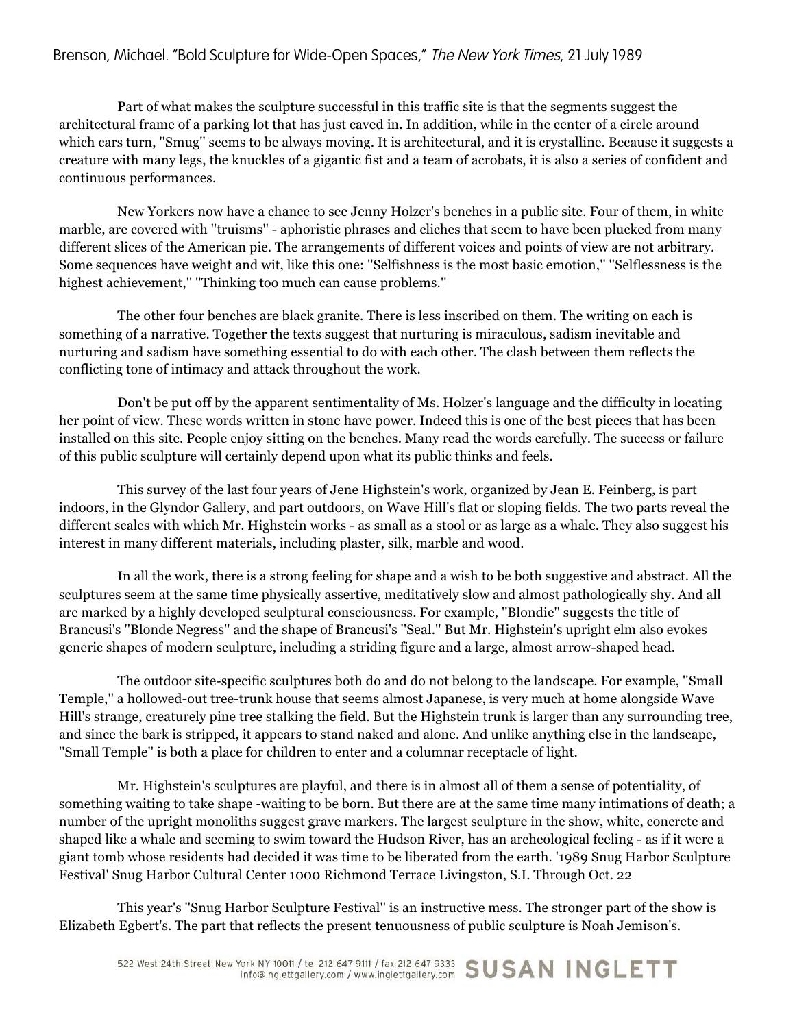Part of what makes the sculpture successful in this traffic site is that the segments suggest the architectural frame of a parking lot that has just caved in. In addition, while in the center of a circle around which cars turn, ''Smug'' seems to be always moving. It is architectural, and it is crystalline. Because it suggests a creature with many legs, the knuckles of a gigantic fist and a team of acrobats, it is also a series of confident and continuous performances.

New Yorkers now have a chance to see Jenny Holzer's benches in a public site. Four of them, in white marble, are covered with ''truisms'' - aphoristic phrases and cliches that seem to have been plucked from many different slices of the American pie. The arrangements of different voices and points of view are not arbitrary. Some sequences have weight and wit, like this one: ''Selfishness is the most basic emotion,'' ''Selflessness is the highest achievement,'' ''Thinking too much can cause problems.''

The other four benches are black granite. There is less inscribed on them. The writing on each is something of a narrative. Together the texts suggest that nurturing is miraculous, sadism inevitable and nurturing and sadism have something essential to do with each other. The clash between them reflects the conflicting tone of intimacy and attack throughout the work.

Don't be put off by the apparent sentimentality of Ms. Holzer's language and the difficulty in locating her point of view. These words written in stone have power. Indeed this is one of the best pieces that has been installed on this site. People enjoy sitting on the benches. Many read the words carefully. The success or failure of this public sculpture will certainly depend upon what its public thinks and feels.

This survey of the last four years of Jene Highstein's work, organized by Jean E. Feinberg, is part indoors, in the Glyndor Gallery, and part outdoors, on Wave Hill's flat or sloping fields. The two parts reveal the different scales with which Mr. Highstein works - as small as a stool or as large as a whale. They also suggest his interest in many different materials, including plaster, silk, marble and wood.

In all the work, there is a strong feeling for shape and a wish to be both suggestive and abstract. All the sculptures seem at the same time physically assertive, meditatively slow and almost pathologically shy. And all are marked by a highly developed sculptural consciousness. For example, ''Blondie'' suggests the title of Brancusi's ''Blonde Negress'' and the shape of Brancusi's ''Seal.'' But Mr. Highstein's upright elm also evokes generic shapes of modern sculpture, including a striding figure and a large, almost arrow-shaped head.

The outdoor site-specific sculptures both do and do not belong to the landscape. For example, ''Small Temple,'' a hollowed-out tree-trunk house that seems almost Japanese, is very much at home alongside Wave Hill's strange, creaturely pine tree stalking the field. But the Highstein trunk is larger than any surrounding tree, and since the bark is stripped, it appears to stand naked and alone. And unlike anything else in the landscape, ''Small Temple'' is both a place for children to enter and a columnar receptacle of light.

Mr. Highstein's sculptures are playful, and there is in almost all of them a sense of potentiality, of something waiting to take shape -waiting to be born. But there are at the same time many intimations of death; a number of the upright monoliths suggest grave markers. The largest sculpture in the show, white, concrete and shaped like a whale and seeming to swim toward the Hudson River, has an archeological feeling - as if it were a giant tomb whose residents had decided it was time to be liberated from the earth. '1989 Snug Harbor Sculpture Festival' Snug Harbor Cultural Center 1000 Richmond Terrace Livingston, S.I. Through Oct. 22

This year's ''Snug Harbor Sculpture Festival'' is an instructive mess. The stronger part of the show is Elizabeth Egbert's. The part that reflects the present tenuousness of public sculpture is Noah Jemison's.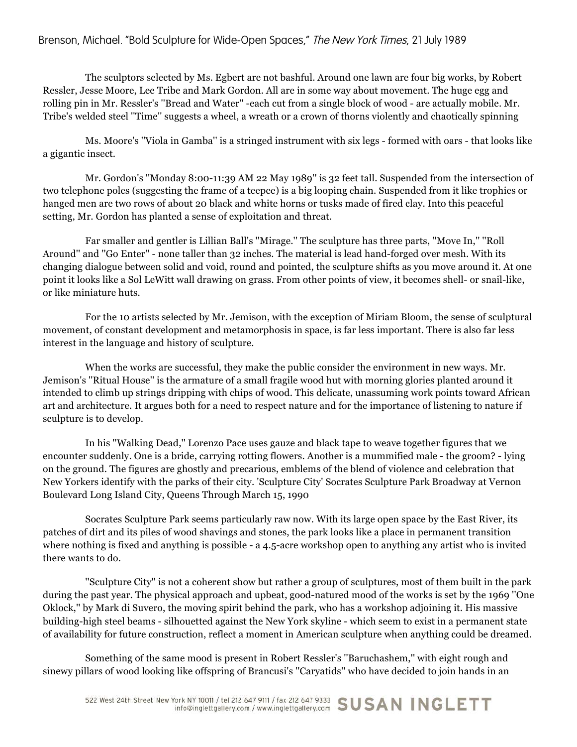The sculptors selected by Ms. Egbert are not bashful. Around one lawn are four big works, by Robert Ressler, Jesse Moore, Lee Tribe and Mark Gordon. All are in some way about movement. The huge egg and rolling pin in Mr. Ressler's ''Bread and Water'' -each cut from a single block of wood - are actually mobile. Mr. Tribe's welded steel ''Time'' suggests a wheel, a wreath or a crown of thorns violently and chaotically spinning

Ms. Moore's ''Viola in Gamba'' is a stringed instrument with six legs - formed with oars - that looks like a gigantic insect.

Mr. Gordon's ''Monday 8:00-11:39 AM 22 May 1989'' is 32 feet tall. Suspended from the intersection of two telephone poles (suggesting the frame of a teepee) is a big looping chain. Suspended from it like trophies or hanged men are two rows of about 20 black and white horns or tusks made of fired clay. Into this peaceful setting, Mr. Gordon has planted a sense of exploitation and threat.

Far smaller and gentler is Lillian Ball's ''Mirage.'' The sculpture has three parts, ''Move In,'' ''Roll Around'' and ''Go Enter'' - none taller than 32 inches. The material is lead hand-forged over mesh. With its changing dialogue between solid and void, round and pointed, the sculpture shifts as you move around it. At one point it looks like a Sol LeWitt wall drawing on grass. From other points of view, it becomes shell- or snail-like, or like miniature huts.

For the 10 artists selected by Mr. Jemison, with the exception of Miriam Bloom, the sense of sculptural movement, of constant development and metamorphosis in space, is far less important. There is also far less interest in the language and history of sculpture.

When the works are successful, they make the public consider the environment in new ways. Mr. Jemison's ''Ritual House'' is the armature of a small fragile wood hut with morning glories planted around it intended to climb up strings dripping with chips of wood. This delicate, unassuming work points toward African art and architecture. It argues both for a need to respect nature and for the importance of listening to nature if sculpture is to develop.

In his ''Walking Dead,'' Lorenzo Pace uses gauze and black tape to weave together figures that we encounter suddenly. One is a bride, carrying rotting flowers. Another is a mummified male - the groom? - lying on the ground. The figures are ghostly and precarious, emblems of the blend of violence and celebration that New Yorkers identify with the parks of their city. 'Sculpture City' Socrates Sculpture Park Broadway at Vernon Boulevard Long Island City, Queens Through March 15, 1990

Socrates Sculpture Park seems particularly raw now. With its large open space by the East River, its patches of dirt and its piles of wood shavings and stones, the park looks like a place in permanent transition where nothing is fixed and anything is possible - a 4.5-acre workshop open to anything any artist who is invited there wants to do.

''Sculpture City'' is not a coherent show but rather a group of sculptures, most of them built in the park during the past year. The physical approach and upbeat, good-natured mood of the works is set by the 1969 ''One Oklock,'' by Mark di Suvero, the moving spirit behind the park, who has a workshop adjoining it. His massive building-high steel beams - silhouetted against the New York skyline - which seem to exist in a permanent state of availability for future construction, reflect a moment in American sculpture when anything could be dreamed.

Something of the same mood is present in Robert Ressler's ''Baruchashem,'' with eight rough and sinewy pillars of wood looking like offspring of Brancusi's ''Caryatids'' who have decided to join hands in an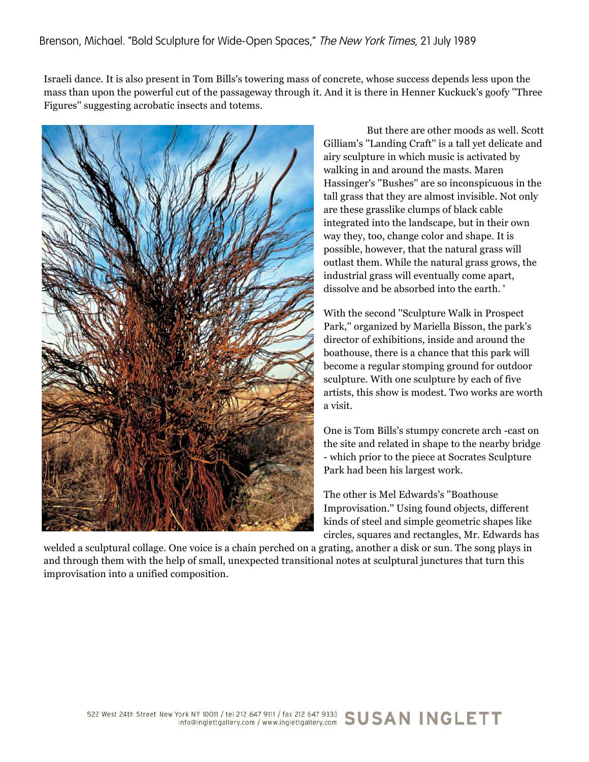Israeli dance. It is also present in Tom Bills's towering mass of concrete, whose success depends less upon the mass than upon the powerful cut of the passageway through it. And it is there in Henner Kuckuck's goofy ''Three Figures'' suggesting acrobatic insects and totems.

But there are other moods as well. Scott Gilliam's ''Landing Craft'' is a tall yet delicate and airy sculpture in which music is activated by walking in and around the masts. Maren Hassinger's ''Bushes'' are so inconspicuous in the tall grass that they are almost invisible. Not only are these grasslike clumps of black cable integrated into the landscape, but in their own way they, too, change color and shape. It is possible, however, that the natural grass will outlast them. While the natural grass grows, the industrial grass will eventually come apart, dissolve and be absorbed into the earth. '

With the second ''Sculpture Walk in Prospect Park,'' organized by Mariella Bisson, the park's director of exhibitions, inside and around the boathouse, there is a chance that this park will become a regular stomping ground for outdoor sculpture. With one sculpture by each of five artists, this show is modest. Two works are worth a visit.

One is Tom Bills's stumpy concrete arch -cast on the site and related in shape to the nearby bridge - which prior to the piece at Socrates Sculpture Park had been his largest work.

The other is Mel Edwards's ''Boathouse Improvisation.'' Using found objects, different kinds of steel and simple geometric shapes like circles, squares and rectangles, Mr. Edwards has welded a sculptural collage. One voice is a chain perched on a grating, another a disk or sun. The song plays in and through them with the help of small, unexpected transitional notes at sculptural junctures that turn this improvisation into a unified composition.